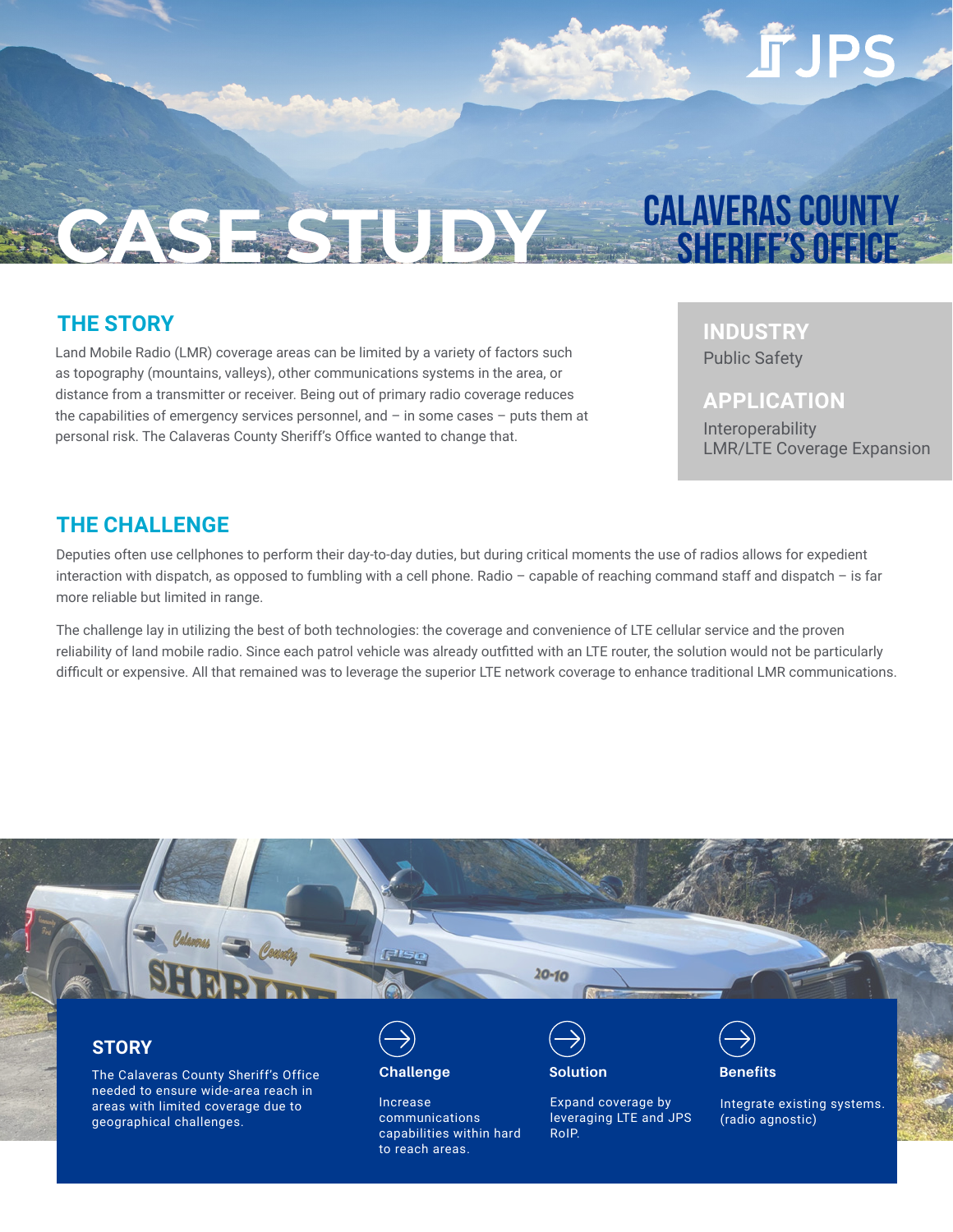# CASE STUDY

# CALAVERAS COUNTY SHERIFF'S OFFICE

## THE STORY

Land Mobile Radio (LMR) coverage areas can be limited by a variety of factors such as topography (mountains, valleys), other communications systems in the area, or distance from a transmitter or receiver. Being out of primary radio coverage reduces the capabilities of emergency services personnel, and – in some cases – puts them at personal risk. The Calaveras County Sheriff's Office wanted to change that.

**INDUSTRY**

Public Safety

**APPLICATION**

Interoperability
LMR/LTE Coverage Expansion

## THE CHALLENGE

Deputies often use cellphones to perform their day-to-day duties, but during critical moments the use of radios allows for expedient interaction with dispatch, as opposed to fumbling with a cell phone. Radio – capable of reaching command staff and dispatch – is far more reliable but limited in range.

The challenge lay in utilizing the best of both technologies: the coverage and convenience of LTE cellular service and the proven reliability of land mobile radio. Since each patrol vehicle was already outfitted with an LTE router, the solution would not be particularly difficult or expensive. All that remained was to leverage the superior LTE network coverage to enhance traditional LMR communications.

### STORY

The Calaveras County Sheriff's Office needed to ensure wide-area reach in areas with limited coverage due to geographical challenges.

### Challenge

Increase communications capabilities within hard to reach areas.

### Solution

Expand coverage by leveraging LTE and JPS RoIP.

### Benefits

Integrate existing systems. (radio agnostic)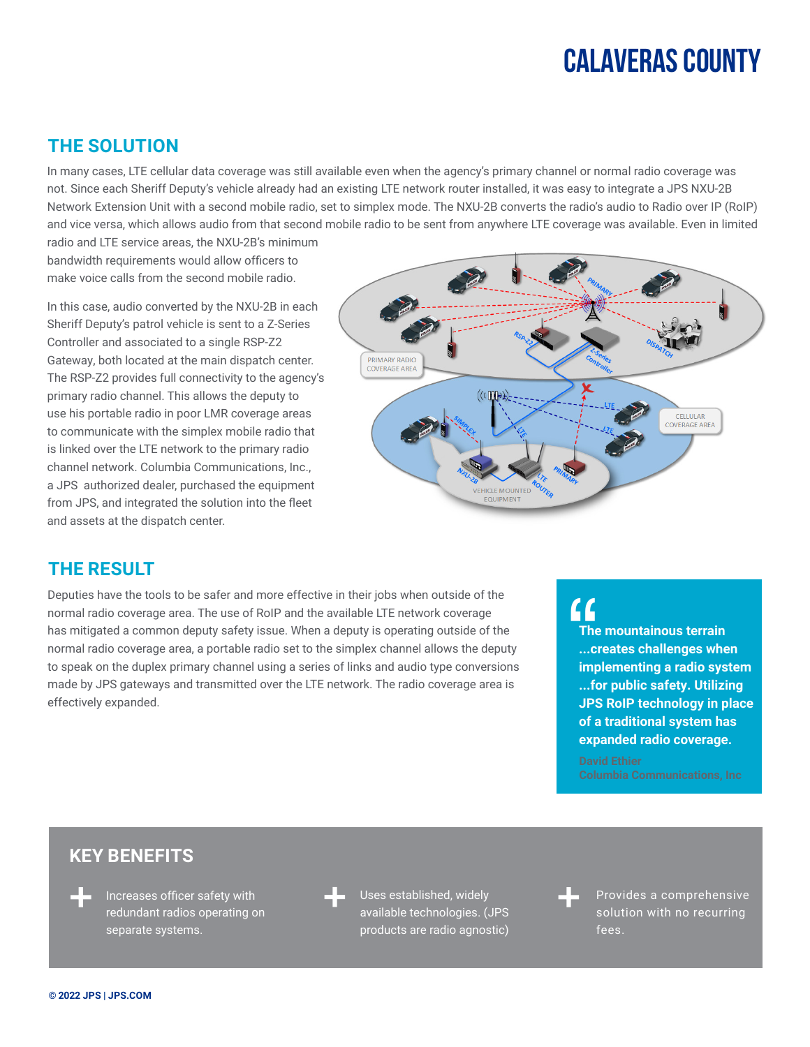# CALAVERAS COUNTY

## THE SOLUTION

In many cases, LTE cellular data coverage was still available even when the agency's primary channel or normal radio coverage was not. Since each Sheriff Deputy's vehicle already had an existing LTE network router installed, it was easy to integrate a JPS NXU-2B Network Extension Unit with a second mobile radio, set to simplex mode. The NXU-2B converts the radio's audio to Radio over IP (RoIP) and vice versa, which allows audio from that second mobile radio to be sent from anywhere LTE coverage was available. Even in limited radio and LTE service areas, the NXU-2B's minimum bandwidth requirements would allow officers to make voice calls from the second mobile radio.

In this case, audio converted by the NXU-2B in each Sheriff Deputy's patrol vehicle is sent to a Z-Series Controller and associated to a single RSP-Z2 Gateway, both located at the main dispatch center. The RSP-Z2 provides full connectivity to the agency's primary radio channel. This allows the deputy to use his portable radio in poor LMR coverage areas to communicate with the simplex mobile radio that is linked over the LTE network to the primary radio channel network. Columbia Communications, Inc., a JPS authorized dealer, purchased the equipment from JPS, and integrated the solution into the fleet and assets at the dispatch center.

PRIMARY RADIO COVERAGE AREA

PRIMARY

RSP-Z2

Z-Series Controller

DISPATCH

SIMPLEX

LTE

CELLULAR COVERAGE AREA

NXU-2B

LTE ROUTER

PRIMARY

VEHICLE MOUNTED EQUIPMENT

## THE RESULT

Deputies have the tools to be safer and more effective in their jobs when outside of the normal radio coverage area. The use of RoIP and the available LTE network coverage has mitigated a common deputy safety issue. When a deputy is operating outside of the normal radio coverage area, a portable radio set to the simplex channel allows the deputy to speak on the duplex primary channel using a series of links and audio type conversions made by JPS gateways and transmitted over the LTE network. The radio coverage area is effectively expanded.

> **"The mountainous terrain ...creates challenges when implementing a radio system ...for public safety. Utilizing JPS RoIP technology in place of a traditional system has expanded radio coverage.**
>
> David Ethier
> Columbia Communications, Inc

## KEY BENEFITS

- Increases officer safety with redundant radios operating on separate systems.
- Uses established, widely available technologies. (JPS products are radio agnostic)
- Provides a comprehensive solution with no recurring fees.

© 2022 JPS | JPS.COM